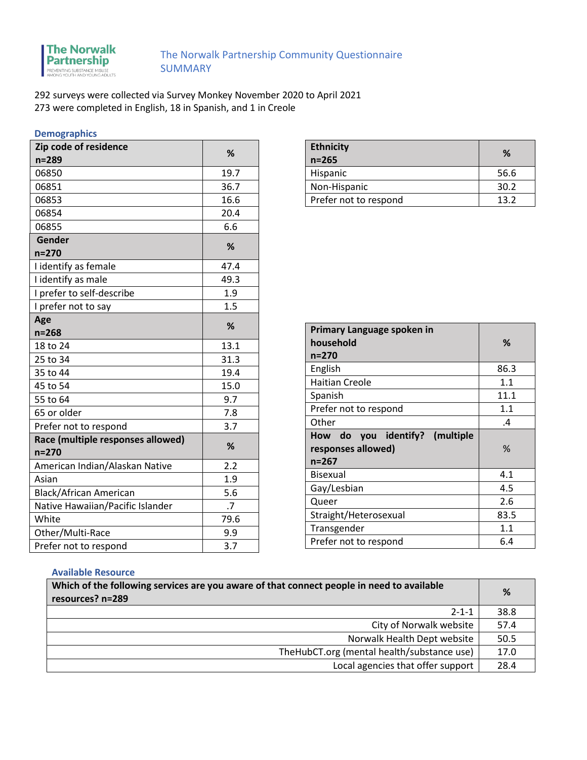The Norwalk Partnership
PREVENTING SUBSTANCE MISUSE AMONG YOUTH AND YOUNG ADULTS

# The Norwalk Partnership Community Questionnaire SUMMARY

292 surveys were collected via Survey Monkey November 2020 to April 2021
273 were completed in English, 18 in Spanish, and 1 in Creole

## Demographics

| Zip code of residence n=289 | % |
|---|---|
| 06850 | 19.7 |
| 06851 | 36.7 |
| 06853 | 16.6 |
| 06854 | 20.4 |
| 06855 | 6.6 |
| **Gender n=270** | **%** |
| I identify as female | 47.4 |
| I identify as male | 49.3 |
| I prefer to self-describe | 1.9 |
| I prefer not to say | 1.5 |
| **Age n=268** | **%** |
| 18 to 24 | 13.1 |
| 25 to 34 | 31.3 |
| 35 to 44 | 19.4 |
| 45 to 54 | 15.0 |
| 55 to 64 | 9.7 |
| 65 or older | 7.8 |
| Prefer not to respond | 3.7 |
| **Race (multiple responses allowed) n=270** | **%** |
| American Indian/Alaskan Native | 2.2 |
| Asian | 1.9 |
| Black/African American | 5.6 |
| Native Hawaiian/Pacific Islander | .7 |
| White | 79.6 |
| Other/Multi-Race | 9.9 |
| Prefer not to respond | 3.7 |

| Ethnicity n=265 | % |
|---|---|
| Hispanic | 56.6 |
| Non-Hispanic | 30.2 |
| Prefer not to respond | 13.2 |

| Primary Language spoken in household n=270 | % |
|---|---|
| English | 86.3 |
| Haitian Creole | 1.1 |
| Spanish | 11.1 |
| Prefer not to respond | 1.1 |
| Other | .4 |
| **How do you identify? (multiple responses allowed) n=267** | **%** |
| Bisexual | 4.1 |
| Gay/Lesbian | 4.5 |
| Queer | 2.6 |
| Straight/Heterosexual | 83.5 |
| Transgender | 1.1 |
| Prefer not to respond | 6.4 |

## Available Resource

| Which of the following services are you aware of that connect people in need to available resources? n=289 | % |
|---|---|
| 2-1-1 | 38.8 |
| City of Norwalk website | 57.4 |
| Norwalk Health Dept website | 50.5 |
| TheHubCT.org (mental health/substance use) | 17.0 |
| Local agencies that offer support | 28.4 |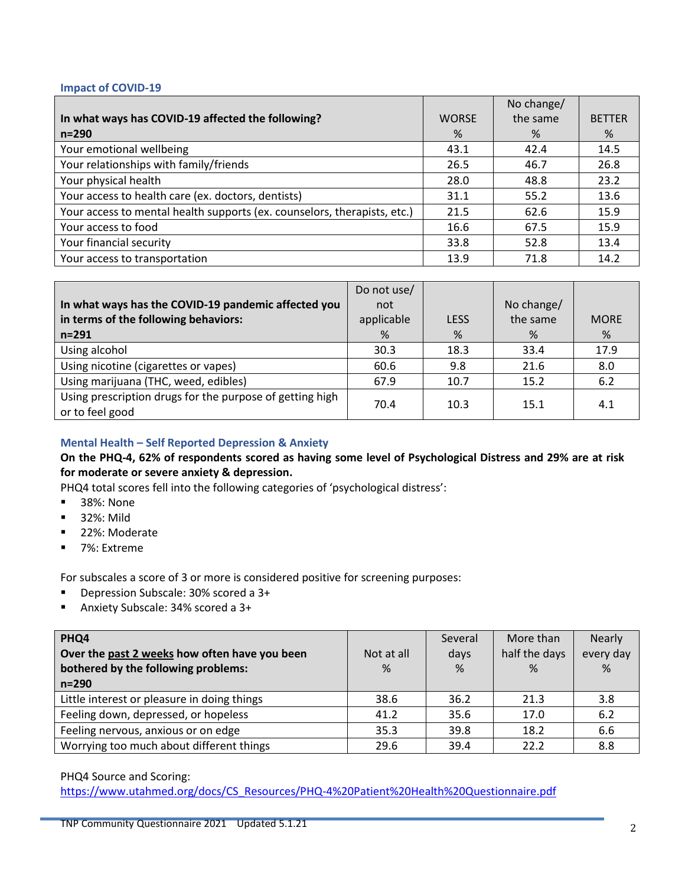### Impact of COVID-19

| **In what ways has COVID-19 affected the following? n=290** | WORSE % | No change/ the same % | BETTER % |
|---|---|---|---|
| Your emotional wellbeing | 43.1 | 42.4 | 14.5 |
| Your relationships with family/friends | 26.5 | 46.7 | 26.8 |
| Your physical health | 28.0 | 48.8 | 23.2 |
| Your access to health care (ex. doctors, dentists) | 31.1 | 55.2 | 13.6 |
| Your access to mental health supports (ex. counselors, therapists, etc.) | 21.5 | 62.6 | 15.9 |
| Your access to food | 16.6 | 67.5 | 15.9 |
| Your financial security | 33.8 | 52.8 | 13.4 |
| Your access to transportation | 13.9 | 71.8 | 14.2 |

| **In what ways has the COVID-19 pandemic affected you in terms of the following behaviors: n=291** | Do not use/ not applicable % | LESS % | No change/ the same % | MORE % |
|---|---|---|---|---|
| Using alcohol | 30.3 | 18.3 | 33.4 | 17.9 |
| Using nicotine (cigarettes or vapes) | 60.6 | 9.8 | 21.6 | 8.0 |
| Using marijuana (THC, weed, edibles) | 67.9 | 10.7 | 15.2 | 6.2 |
| Using prescription drugs for the purpose of getting high or to feel good | 70.4 | 10.3 | 15.1 | 4.1 |

### Mental Health – Self Reported Depression & Anxiety

**On the PHQ-4, 62% of respondents scored as having some level of Psychological Distress and 29% are at risk for moderate or severe anxiety & depression.**

PHQ4 total scores fell into the following categories of 'psychological distress':

- 38%: None
- 32%: Mild
- 22%: Moderate
- 7%: Extreme

For subscales a score of 3 or more is considered positive for screening purposes:

- Depression Subscale: 30% scored a 3+
- Anxiety Subscale: 34% scored a 3+

| **PHQ4 Over the past 2 weeks how often have you been bothered by the following problems: n=290** | Not at all % | Several days % | More than half the days % | Nearly every day % |
|---|---|---|---|---|
| Little interest or pleasure in doing things | 38.6 | 36.2 | 21.3 | 3.8 |
| Feeling down, depressed, or hopeless | 41.2 | 35.6 | 17.0 | 6.2 |
| Feeling nervous, anxious or on edge | 35.3 | 39.8 | 18.2 | 6.6 |
| Worrying too much about different things | 29.6 | 39.4 | 22.2 | 8.8 |

PHQ4 Source and Scoring:
https://www.utahmed.org/docs/CS_Resources/PHQ-4%20Patient%20Health%20Questionnaire.pdf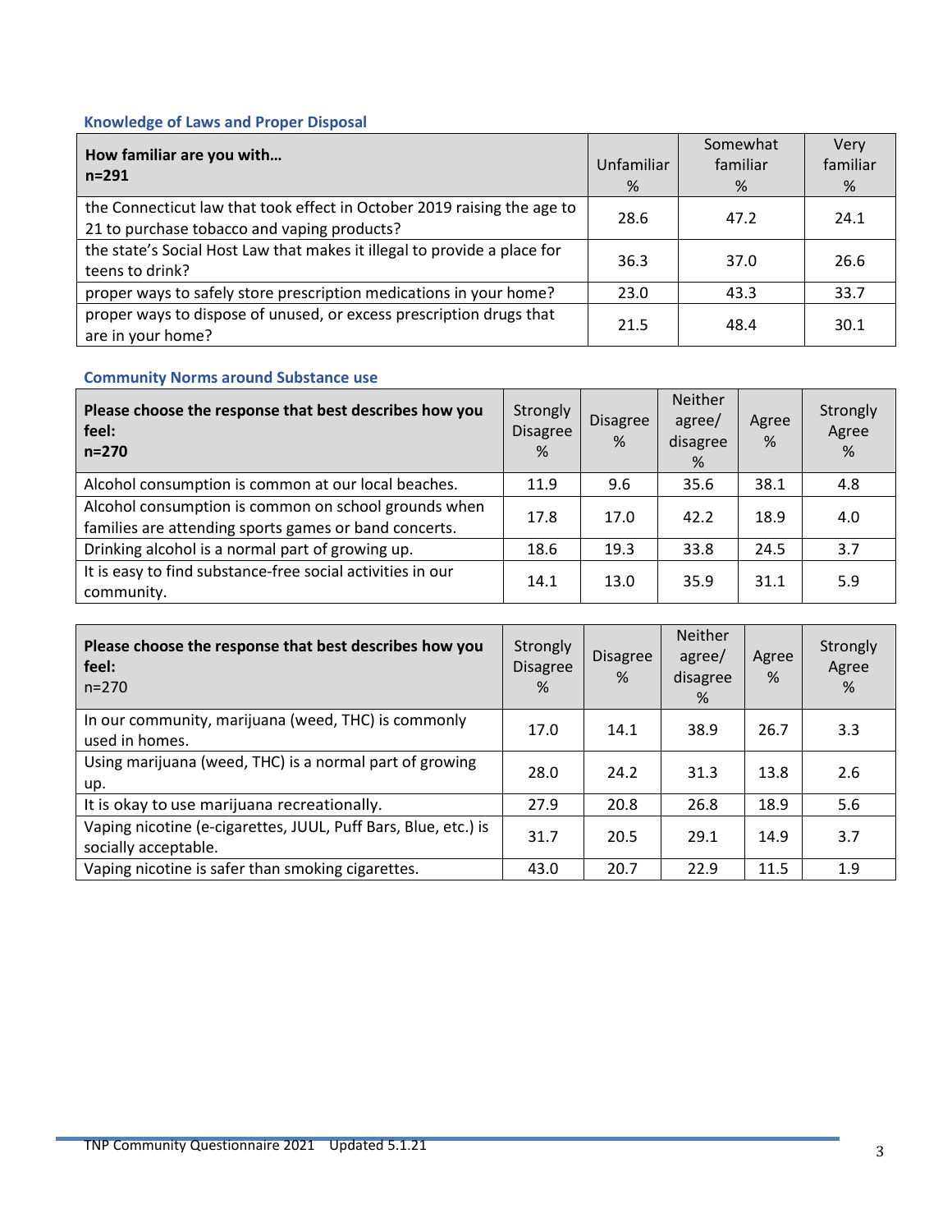### Knowledge of Laws and Proper Disposal

| How familiar are you with… n=291 | Unfamiliar % | Somewhat familiar % | Very familiar % |
|---|---|---|---|
| the Connecticut law that took effect in October 2019 raising the age to 21 to purchase tobacco and vaping products? | 28.6 | 47.2 | 24.1 |
| the state's Social Host Law that makes it illegal to provide a place for teens to drink? | 36.3 | 37.0 | 26.6 |
| proper ways to safely store prescription medications in your home? | 23.0 | 43.3 | 33.7 |
| proper ways to dispose of unused, or excess prescription drugs that are in your home? | 21.5 | 48.4 | 30.1 |

### Community Norms around Substance use

| Please choose the response that best describes how you feel: n=270 | Strongly Disagree % | Disagree % | Neither agree/ disagree % | Agree % | Strongly Agree % |
|---|---|---|---|---|---|
| Alcohol consumption is common at our local beaches. | 11.9 | 9.6 | 35.6 | 38.1 | 4.8 |
| Alcohol consumption is common on school grounds when families are attending sports games or band concerts. | 17.8 | 17.0 | 42.2 | 18.9 | 4.0 |
| Drinking alcohol is a normal part of growing up. | 18.6 | 19.3 | 33.8 | 24.5 | 3.7 |
| It is easy to find substance-free social activities in our community. | 14.1 | 13.0 | 35.9 | 31.1 | 5.9 |

| Please choose the response that best describes how you feel: n=270 | Strongly Disagree % | Disagree % | Neither agree/ disagree % | Agree % | Strongly Agree % |
|---|---|---|---|---|---|
| In our community, marijuana (weed, THC) is commonly used in homes. | 17.0 | 14.1 | 38.9 | 26.7 | 3.3 |
| Using marijuana (weed, THC) is a normal part of growing up. | 28.0 | 24.2 | 31.3 | 13.8 | 2.6 |
| It is okay to use marijuana recreationally. | 27.9 | 20.8 | 26.8 | 18.9 | 5.6 |
| Vaping nicotine (e-cigarettes, JUUL, Puff Bars, Blue, etc.) is socially acceptable. | 31.7 | 20.5 | 29.1 | 14.9 | 3.7 |
| Vaping nicotine is safer than smoking cigarettes. | 43.0 | 20.7 | 22.9 | 11.5 | 1.9 |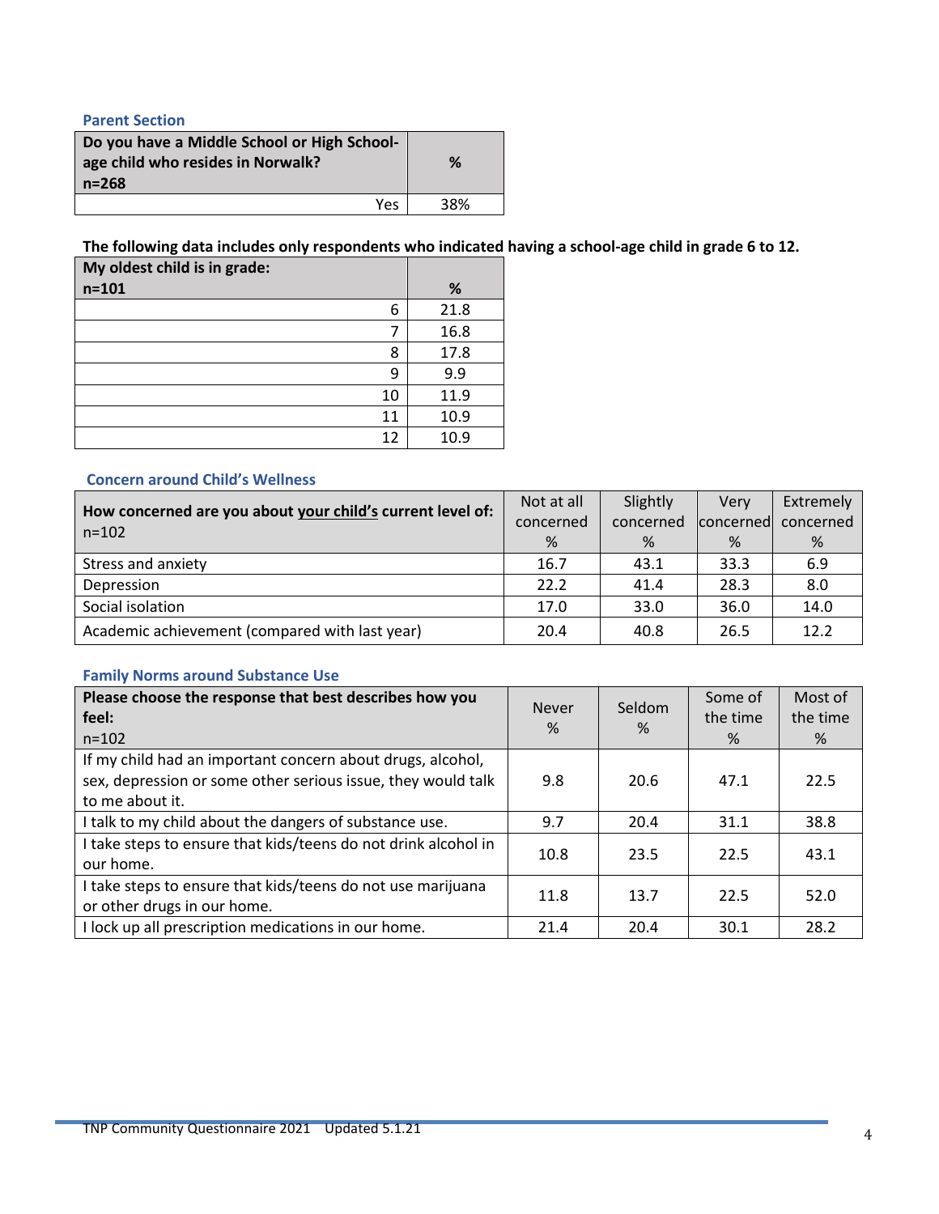### Parent Section

| Do you have a Middle School or High School-age child who resides in Norwalk? n=268 | % |
|---|---|
| Yes | 38% |

**The following data includes only respondents who indicated having a school-age child in grade 6 to 12.**

| My oldest child is in grade: n=101 | % |
|---|---|
| 6 | 21.8 |
| 7 | 16.8 |
| 8 | 17.8 |
| 9 | 9.9 |
| 10 | 11.9 |
| 11 | 10.9 |
| 12 | 10.9 |

### Concern around Child's Wellness

| **How concerned are you about your child's current level of:** n=102 | Not at all concerned % | Slightly concerned % | Very concerned % | Extremely concerned % |
|---|---|---|---|---|
| Stress and anxiety | 16.7 | 43.1 | 33.3 | 6.9 |
| Depression | 22.2 | 41.4 | 28.3 | 8.0 |
| Social isolation | 17.0 | 33.0 | 36.0 | 14.0 |
| Academic achievement (compared with last year) | 20.4 | 40.8 | 26.5 | 12.2 |

### Family Norms around Substance Use

| **Please choose the response that best describes how you feel:** n=102 | Never % | Seldom % | Some of the time % | Most of the time % |
|---|---|---|---|---|
| If my child had an important concern about drugs, alcohol, sex, depression or some other serious issue, they would talk to me about it. | 9.8 | 20.6 | 47.1 | 22.5 |
| I talk to my child about the dangers of substance use. | 9.7 | 20.4 | 31.1 | 38.8 |
| I take steps to ensure that kids/teens do not drink alcohol in our home. | 10.8 | 23.5 | 22.5 | 43.1 |
| I take steps to ensure that kids/teens do not use marijuana or other drugs in our home. | 11.8 | 13.7 | 22.5 | 52.0 |
| I lock up all prescription medications in our home. | 21.4 | 20.4 | 30.1 | 28.2 |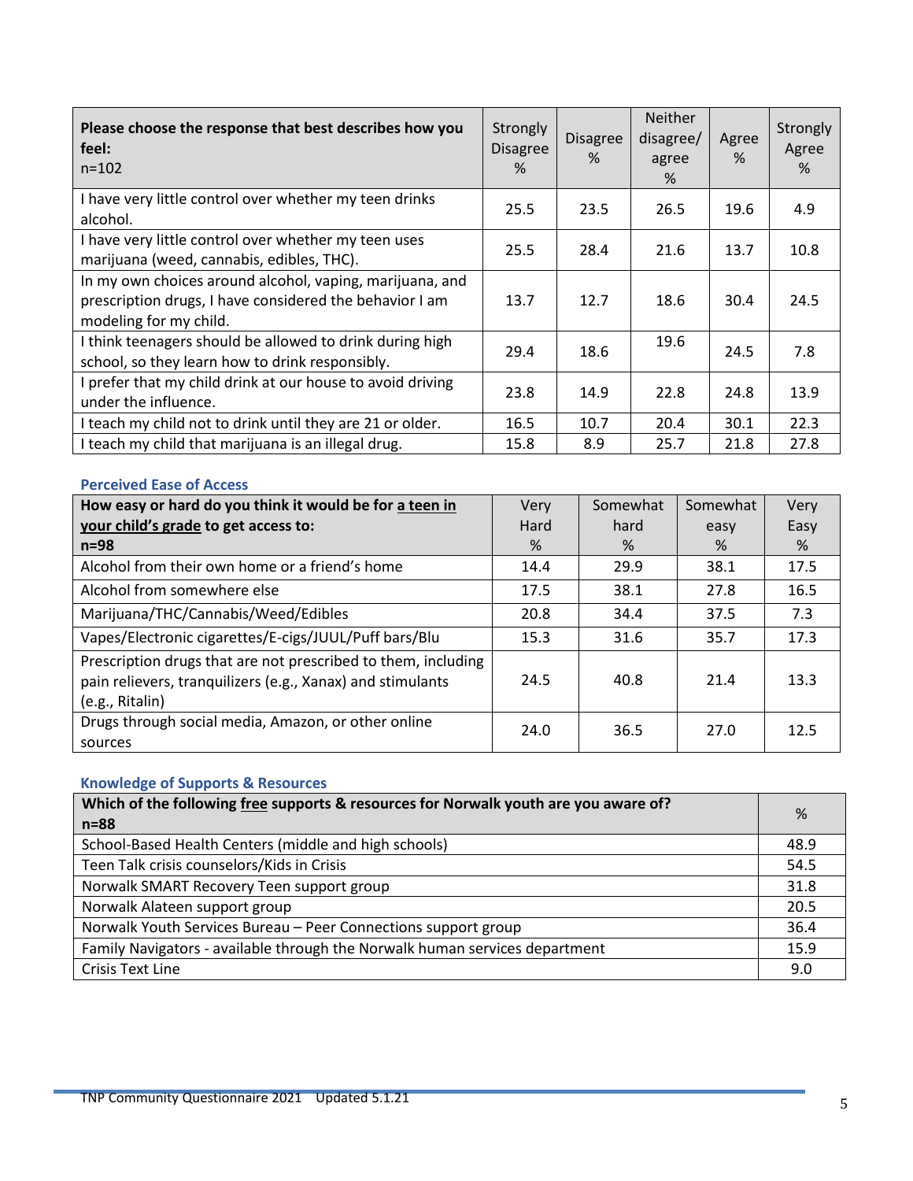| **Please choose the response that best describes how you feel:** n=102 | Strongly Disagree % | Disagree % | Neither disagree/ agree % | Agree % | Strongly Agree % |
|---|---|---|---|---|---|
| I have very little control over whether my teen drinks alcohol. | 25.5 | 23.5 | 26.5 | 19.6 | 4.9 |
| I have very little control over whether my teen uses marijuana (weed, cannabis, edibles, THC). | 25.5 | 28.4 | 21.6 | 13.7 | 10.8 |
| In my own choices around alcohol, vaping, marijuana, and prescription drugs, I have considered the behavior I am modeling for my child. | 13.7 | 12.7 | 18.6 | 30.4 | 24.5 |
| I think teenagers should be allowed to drink during high school, so they learn how to drink responsibly. | 29.4 | 18.6 | 19.6 | 24.5 | 7.8 |
| I prefer that my child drink at our house to avoid driving under the influence. | 23.8 | 14.9 | 22.8 | 24.8 | 13.9 |
| I teach my child not to drink until they are 21 or older. | 16.5 | 10.7 | 20.4 | 30.1 | 22.3 |
| I teach my child that marijuana is an illegal drug. | 15.8 | 8.9 | 25.7 | 21.8 | 27.8 |

### Perceived Ease of Access

| **How easy or hard do you think it would be for a teen in your child's grade to get access to:** n=98 | Very Hard % | Somewhat hard % | Somewhat easy % | Very Easy % |
|---|---|---|---|---|
| Alcohol from their own home or a friend's home | 14.4 | 29.9 | 38.1 | 17.5 |
| Alcohol from somewhere else | 17.5 | 38.1 | 27.8 | 16.5 |
| Marijuana/THC/Cannabis/Weed/Edibles | 20.8 | 34.4 | 37.5 | 7.3 |
| Vapes/Electronic cigarettes/E-cigs/JUUL/Puff bars/Blu | 15.3 | 31.6 | 35.7 | 17.3 |
| Prescription drugs that are not prescribed to them, including pain relievers, tranquilizers (e.g., Xanax) and stimulants (e.g., Ritalin) | 24.5 | 40.8 | 21.4 | 13.3 |
| Drugs through social media, Amazon, or other online sources | 24.0 | 36.5 | 27.0 | 12.5 |

### Knowledge of Supports & Resources

| **Which of the following free supports & resources for Norwalk youth are you aware of?** n=88 | % |
|---|---|
| School-Based Health Centers (middle and high schools) | 48.9 |
| Teen Talk crisis counselors/Kids in Crisis | 54.5 |
| Norwalk SMART Recovery Teen support group | 31.8 |
| Norwalk Alateen support group | 20.5 |
| Norwalk Youth Services Bureau – Peer Connections support group | 36.4 |
| Family Navigators - available through the Norwalk human services department | 15.9 |
| Crisis Text Line | 9.0 |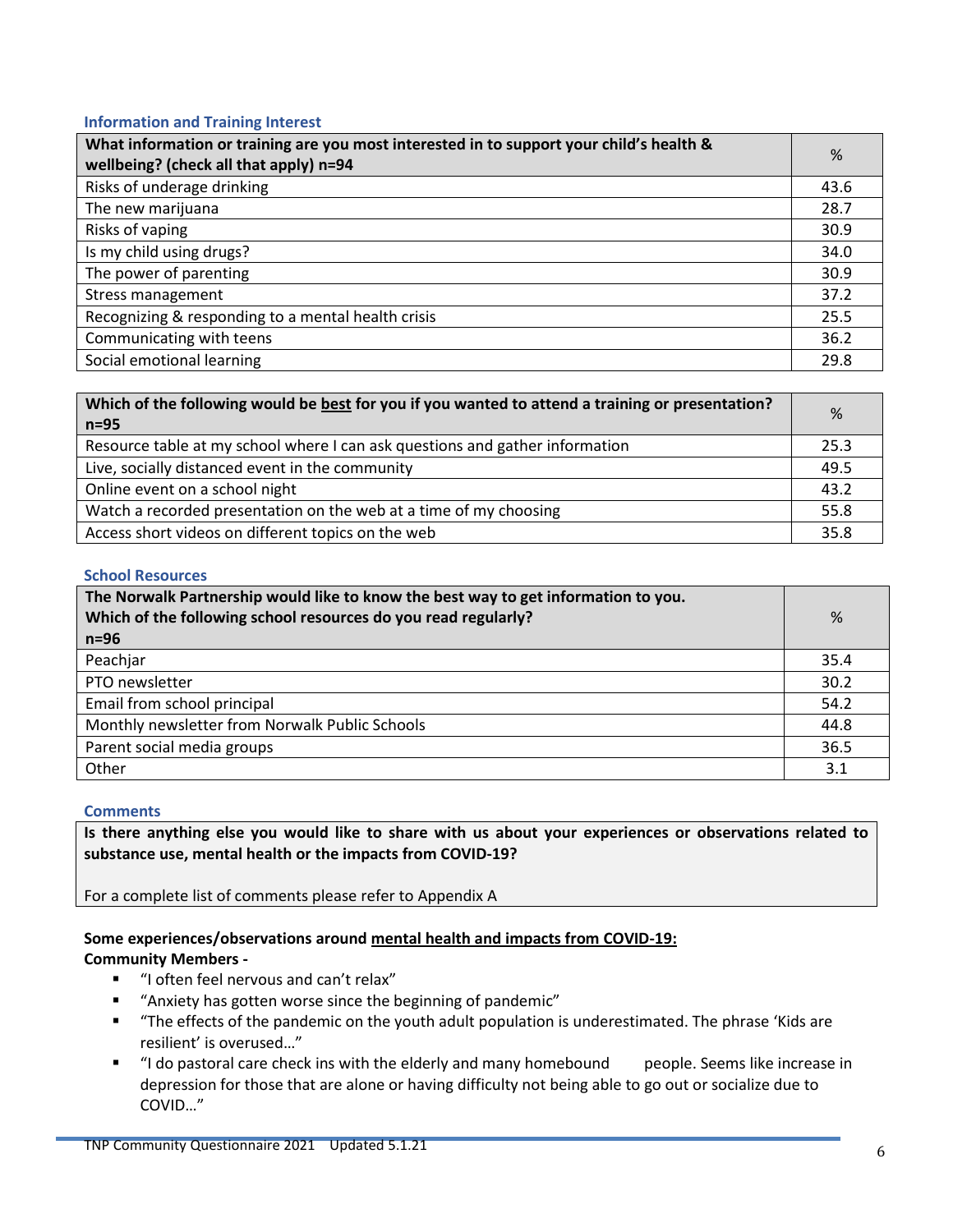### Information and Training Interest

| What information or training are you most interested in to support your child's health & wellbeing? (check all that apply) n=94 | % |
|---|---|
| Risks of underage drinking | 43.6 |
| The new marijuana | 28.7 |
| Risks of vaping | 30.9 |
| Is my child using drugs? | 34.0 |
| The power of parenting | 30.9 |
| Stress management | 37.2 |
| Recognizing & responding to a mental health crisis | 25.5 |
| Communicating with teens | 36.2 |
| Social emotional learning | 29.8 |

| Which of the following would be <u>best</u> for you if you wanted to attend a training or presentation? n=95 | % |
|---|---|
| Resource table at my school where I can ask questions and gather information | 25.3 |
| Live, socially distanced event in the community | 49.5 |
| Online event on a school night | 43.2 |
| Watch a recorded presentation on the web at a time of my choosing | 55.8 |
| Access short videos on different topics on the web | 35.8 |

### School Resources

| The Norwalk Partnership would like to know the best way to get information to you. Which of the following school resources do you read regularly? n=96 | % |
|---|---|
| Peachjar | 35.4 |
| PTO newsletter | 30.2 |
| Email from school principal | 54.2 |
| Monthly newsletter from Norwalk Public Schools | 44.8 |
| Parent social media groups | 36.5 |
| Other | 3.1 |

### Comments

**Is there anything else you would like to share with us about your experiences or observations related to substance use, mental health or the impacts from COVID-19?**

For a complete list of comments please refer to Appendix A

**Some experiences/observations around <u>mental health and impacts from COVID-19:</u>**
**Community Members -**

- "I often feel nervous and can't relax"
- "Anxiety has gotten worse since the beginning of pandemic"
- "The effects of the pandemic on the youth adult population is underestimated. The phrase 'Kids are resilient' is overused…"
- "I do pastoral care check ins with the elderly and many homebound people. Seems like increase in depression for those that are alone or having difficulty not being able to go out or socialize due to COVID…"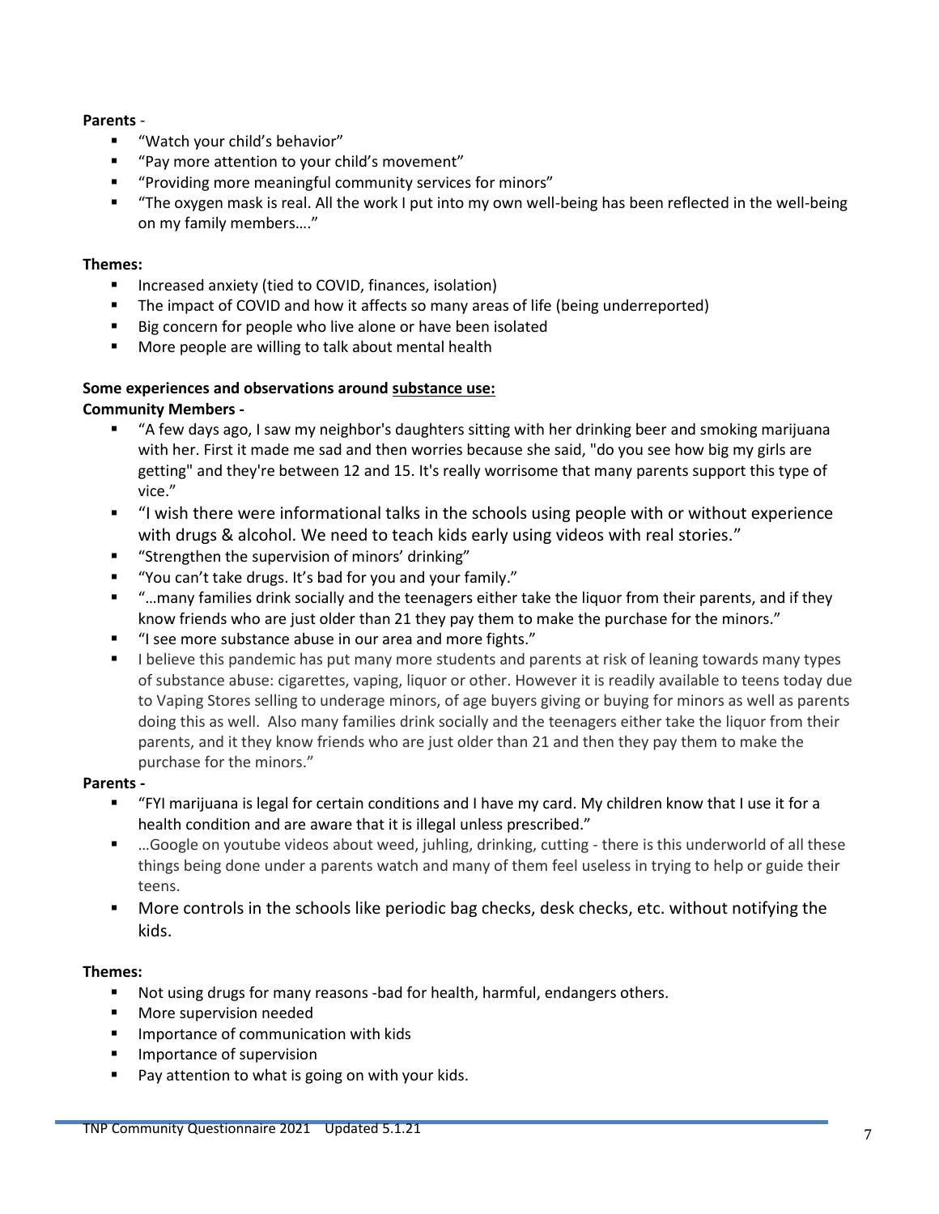**Parents** -

- "Watch your child's behavior"
- "Pay more attention to your child's movement"
- "Providing more meaningful community services for minors"
- "The oxygen mask is real. All the work I put into my own well-being has been reflected in the well-being on my family members…."

**Themes:**

- Increased anxiety (tied to COVID, finances, isolation)
- The impact of COVID and how it affects so many areas of life (being underreported)
- Big concern for people who live alone or have been isolated
- More people are willing to talk about mental health

**Some experiences and observations around <u>substance use:</u>**

**Community Members -**

- "A few days ago, I saw my neighbor's daughters sitting with her drinking beer and smoking marijuana with her. First it made me sad and then worries because she said, "do you see how big my girls are getting" and they're between 12 and 15. It's really worrisome that many parents support this type of vice."
- "I wish there were informational talks in the schools using people with or without experience with drugs & alcohol. We need to teach kids early using videos with real stories."
- "Strengthen the supervision of minors' drinking"
- "You can't take drugs. It's bad for you and your family."
- "…many families drink socially and the teenagers either take the liquor from their parents, and if they know friends who are just older than 21 they pay them to make the purchase for the minors."
- "I see more substance abuse in our area and more fights."
- I believe this pandemic has put many more students and parents at risk of leaning towards many types of substance abuse: cigarettes, vaping, liquor or other. However it is readily available to teens today due to Vaping Stores selling to underage minors, of age buyers giving or buying for minors as well as parents doing this as well. Also many families drink socially and the teenagers either take the liquor from their parents, and it they know friends who are just older than 21 and then they pay them to make the purchase for the minors."

**Parents -**

- "FYI marijuana is legal for certain conditions and I have my card. My children know that I use it for a health condition and are aware that it is illegal unless prescribed."
- …Google on youtube videos about weed, juhling, drinking, cutting - there is this underworld of all these things being done under a parents watch and many of them feel useless in trying to help or guide their teens.
- More controls in the schools like periodic bag checks, desk checks, etc. without notifying the kids.

**Themes:**

- Not using drugs for many reasons -bad for health, harmful, endangers others.
- More supervision needed
- Importance of communication with kids
- Importance of supervision
- Pay attention to what is going on with your kids.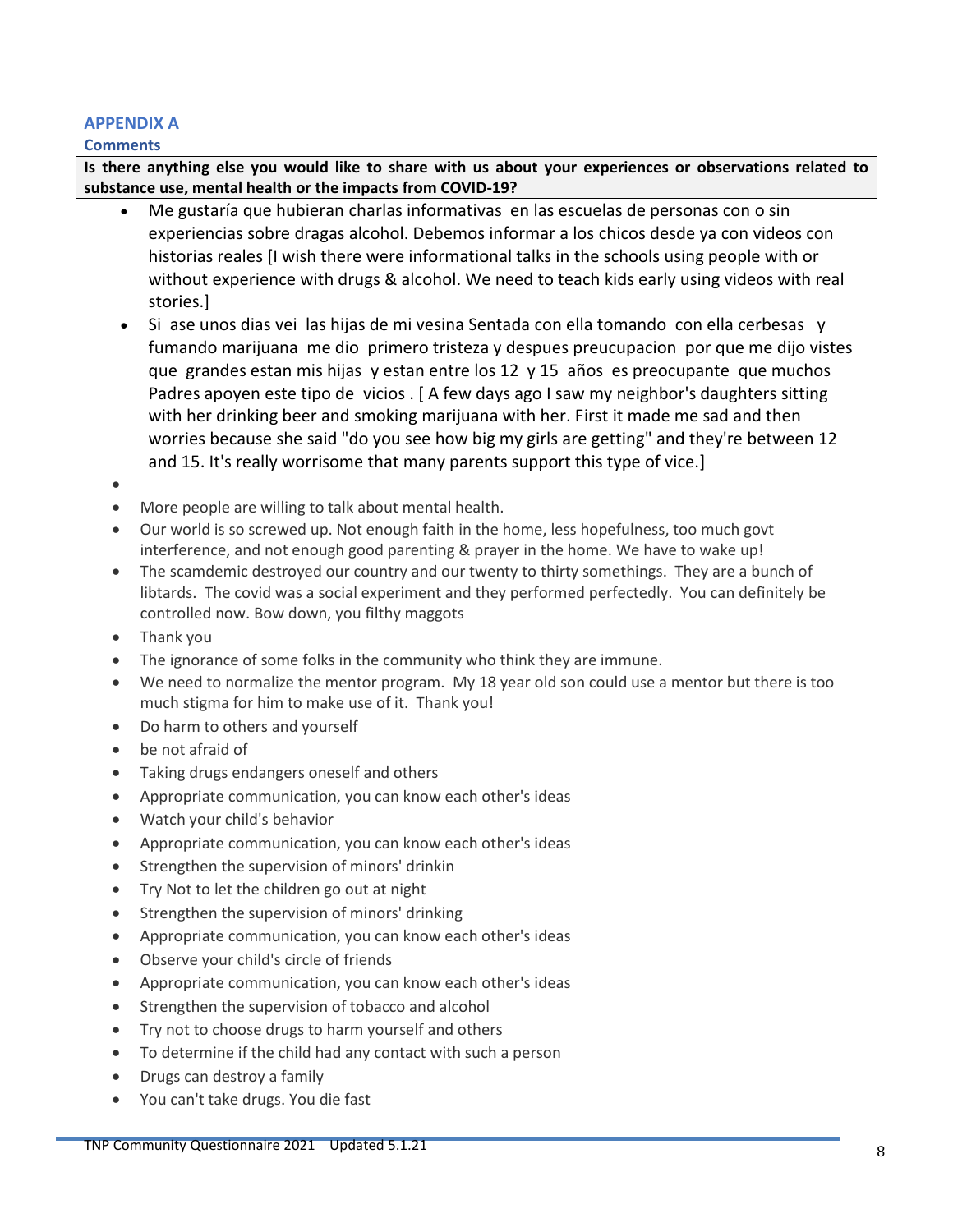## APPENDIX A

### Comments

**Is there anything else you would like to share with us about your experiences or observations related to substance use, mental health or the impacts from COVID-19?**

- Me gustaría que hubieran charlas informativas  en las escuelas de personas con o sin experiencias sobre dragas alcohol. Debemos informar a los chicos desde ya con videos con historias reales [I wish there were informational talks in the schools using people with or without experience with drugs & alcohol. We need to teach kids early using videos with real stories.]
- Si  ase unos dias vei  las hijas de mi vesina Sentada con ella tomando  con ella cerbesas   y fumando marijuana  me dio  primero tristeza y despues preucupacion  por que me dijo vistes que  grandes estan mis hijas  y estan entre los 12  y 15  años  es preocupante  que muchos Padres apoyen este tipo de  vicios . [ A few days ago I saw my neighbor's daughters sitting with her drinking beer and smoking marijuana with her. First it made me sad and then worries because she said "do you see how big my girls are getting" and they're between 12 and 15. It's really worrisome that many parents support this type of vice.]
- 
- More people are willing to talk about mental health.
- Our world is so screwed up. Not enough faith in the home, less hopefulness, too much govt interference, and not enough good parenting & prayer in the home. We have to wake up!
- The scamdemic destroyed our country and our twenty to thirty somethings.  They are a bunch of libtards.  The covid was a social experiment and they performed perfectedly.  You can definitely be controlled now. Bow down, you filthy maggots
- Thank you
- The ignorance of some folks in the community who think they are immune.
- We need to normalize the mentor program.  My 18 year old son could use a mentor but there is too much stigma for him to make use of it.  Thank you!
- Do harm to others and yourself
- be not afraid of
- Taking drugs endangers oneself and others
- Appropriate communication, you can know each other's ideas
- Watch your child's behavior
- Appropriate communication, you can know each other's ideas
- Strengthen the supervision of minors' drinkin
- Try Not to let the children go out at night
- Strengthen the supervision of minors' drinking
- Appropriate communication, you can know each other's ideas
- Observe your child's circle of friends
- Appropriate communication, you can know each other's ideas
- Strengthen the supervision of tobacco and alcohol
- Try not to choose drugs to harm yourself and others
- To determine if the child had any contact with such a person
- Drugs can destroy a family
- You can't take drugs. You die fast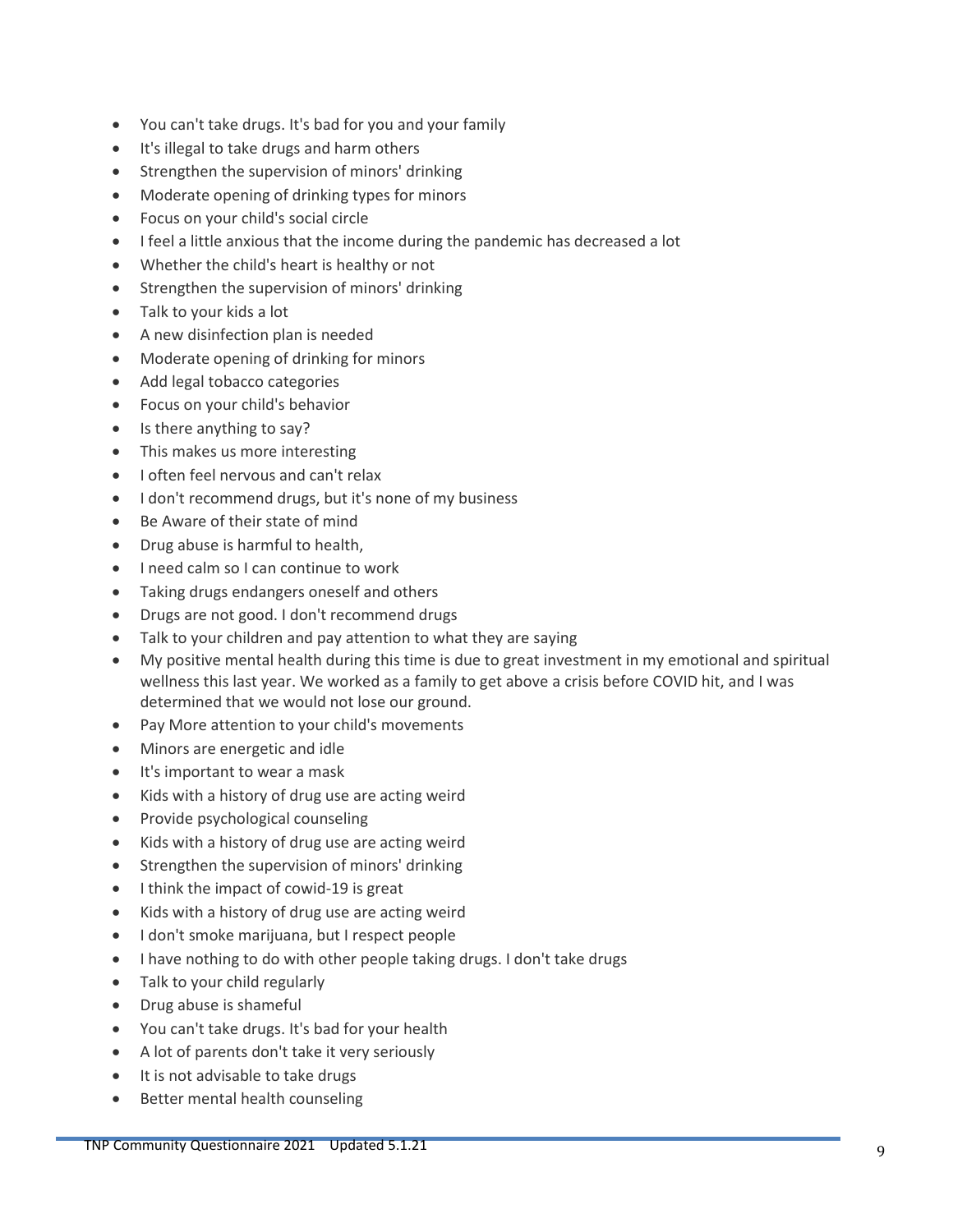- You can't take drugs. It's bad for you and your family
- It's illegal to take drugs and harm others
- Strengthen the supervision of minors' drinking
- Moderate opening of drinking types for minors
- Focus on your child's social circle
- I feel a little anxious that the income during the pandemic has decreased a lot
- Whether the child's heart is healthy or not
- Strengthen the supervision of minors' drinking
- Talk to your kids a lot
- A new disinfection plan is needed
- Moderate opening of drinking for minors
- Add legal tobacco categories
- Focus on your child's behavior
- Is there anything to say?
- This makes us more interesting
- I often feel nervous and can't relax
- I don't recommend drugs, but it's none of my business
- Be Aware of their state of mind
- Drug abuse is harmful to health,
- I need calm so I can continue to work
- Taking drugs endangers oneself and others
- Drugs are not good. I don't recommend drugs
- Talk to your children and pay attention to what they are saying
- My positive mental health during this time is due to great investment in my emotional and spiritual wellness this last year. We worked as a family to get above a crisis before COVID hit, and I was determined that we would not lose our ground.
- Pay More attention to your child's movements
- Minors are energetic and idle
- It's important to wear a mask
- Kids with a history of drug use are acting weird
- Provide psychological counseling
- Kids with a history of drug use are acting weird
- Strengthen the supervision of minors' drinking
- I think the impact of cowid-19 is great
- Kids with a history of drug use are acting weird
- I don't smoke marijuana, but I respect people
- I have nothing to do with other people taking drugs. I don't take drugs
- Talk to your child regularly
- Drug abuse is shameful
- You can't take drugs. It's bad for your health
- A lot of parents don't take it very seriously
- It is not advisable to take drugs
- Better mental health counseling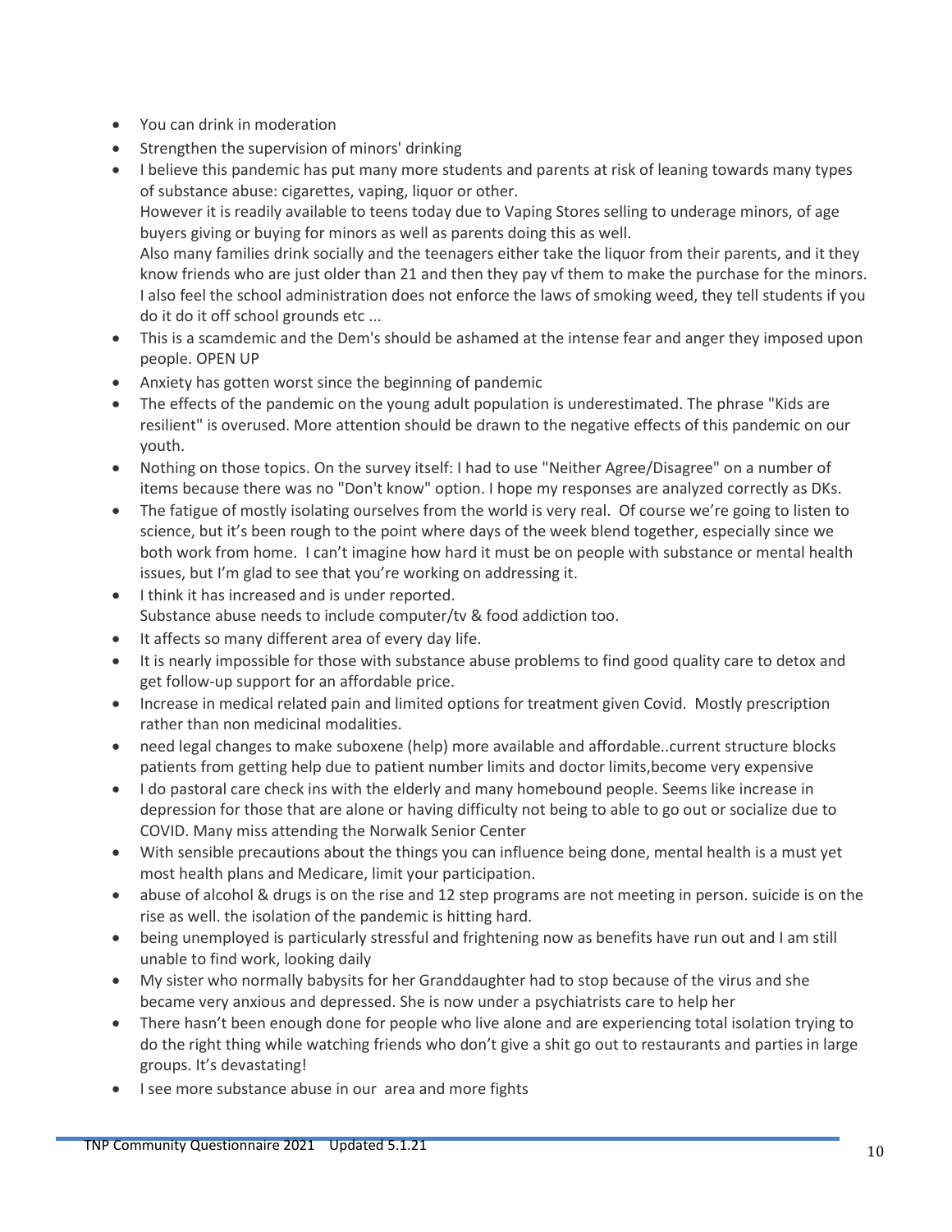- You can drink in moderation
- Strengthen the supervision of minors' drinking
- I believe this pandemic has put many more students and parents at risk of leaning towards many types of substance abuse: cigarettes, vaping, liquor or other.
  However it is readily available to teens today due to Vaping Stores selling to underage minors, of age buyers giving or buying for minors as well as parents doing this as well.
  Also many families drink socially and the teenagers either take the liquor from their parents, and it they know friends who are just older than 21 and then they pay vf them to make the purchase for the minors.
  I also feel the school administration does not enforce the laws of smoking weed, they tell students if you do it do it off school grounds etc ...
- This is a scamdemic and the Dem's should be ashamed at the intense fear and anger they imposed upon people. OPEN UP
- Anxiety has gotten worst since the beginning of pandemic
- The effects of the pandemic on the young adult population is underestimated. The phrase "Kids are resilient" is overused. More attention should be drawn to the negative effects of this pandemic on our youth.
- Nothing on those topics. On the survey itself: I had to use "Neither Agree/Disagree" on a number of items because there was no "Don't know" option. I hope my responses are analyzed correctly as DKs.
- The fatigue of mostly isolating ourselves from the world is very real. Of course we're going to listen to science, but it's been rough to the point where days of the week blend together, especially since we both work from home. I can't imagine how hard it must be on people with substance or mental health issues, but I'm glad to see that you're working on addressing it.
- I think it has increased and is under reported.
  Substance abuse needs to include computer/tv & food addiction too.
- It affects so many different area of every day life.
- It is nearly impossible for those with substance abuse problems to find good quality care to detox and get follow-up support for an affordable price.
- Increase in medical related pain and limited options for treatment given Covid. Mostly prescription rather than non medicinal modalities.
- need legal changes to make suboxene (help) more available and affordable..current structure blocks patients from getting help due to patient number limits and doctor limits,become very expensive
- I do pastoral care check ins with the elderly and many homebound people. Seems like increase in depression for those that are alone or having difficulty not being to able to go out or socialize due to COVID. Many miss attending the Norwalk Senior Center
- With sensible precautions about the things you can influence being done, mental health is a must yet most health plans and Medicare, limit your participation.
- abuse of alcohol & drugs is on the rise and 12 step programs are not meeting in person. suicide is on the rise as well. the isolation of the pandemic is hitting hard.
- being unemployed is particularly stressful and frightening now as benefits have run out and I am still unable to find work, looking daily
- My sister who normally babysits for her Granddaughter had to stop because of the virus and she became very anxious and depressed. She is now under a psychiatrists care to help her
- There hasn't been enough done for people who live alone and are experiencing total isolation trying to do the right thing while watching friends who don't give a shit go out to restaurants and parties in large groups. It's devastating!
- I see more substance abuse in our area and more fights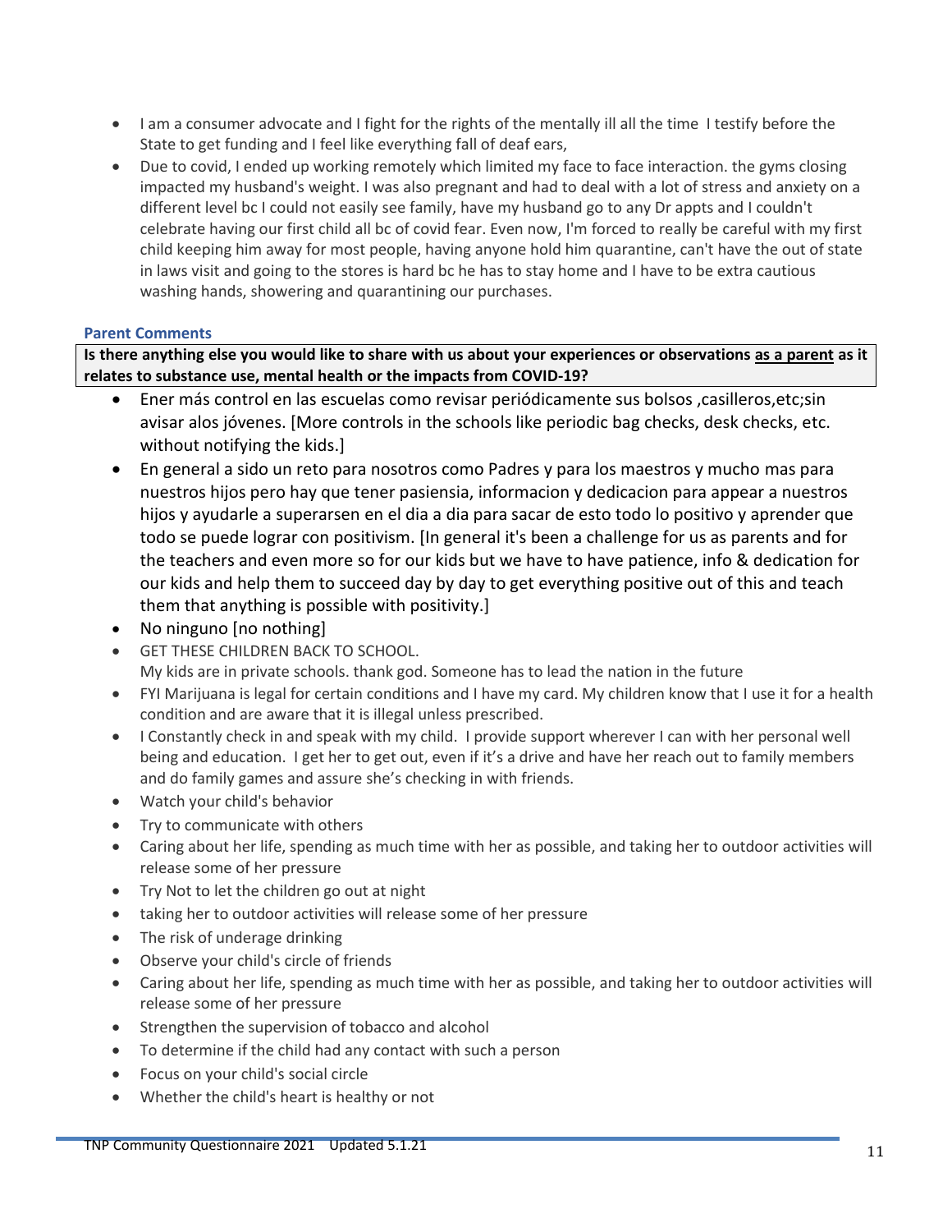- I am a consumer advocate and I fight for the rights of the mentally ill all the time I testify before the State to get funding and I feel like everything fall of deaf ears,
- Due to covid, I ended up working remotely which limited my face to face interaction. the gyms closing impacted my husband's weight. I was also pregnant and had to deal with a lot of stress and anxiety on a different level bc I could not easily see family, have my husband go to any Dr appts and I couldn't celebrate having our first child all bc of covid fear. Even now, I'm forced to really be careful with my first child keeping him away for most people, having anyone hold him quarantine, can't have the out of state in laws visit and going to the stores is hard bc he has to stay home and I have to be extra cautious washing hands, showering and quarantining our purchases.

### Parent Comments

**Is there anything else you would like to share with us about your experiences or observations as a parent as it relates to substance use, mental health or the impacts from COVID-19?**

- Ener más control en las escuelas como revisar periódicamente sus bolsos ,casilleros,etc;sin avisar alos jóvenes. [More controls in the schools like periodic bag checks, desk checks, etc. without notifying the kids.]
- En general a sido un reto para nosotros como Padres y para los maestros y mucho mas para nuestros hijos pero hay que tener pasiensia, informacion y dedicacion para appear a nuestros hijos y ayudarle a superarsen en el dia a dia para sacar de esto todo lo positivo y aprender que todo se puede lograr con positivism. [In general it's been a challenge for us as parents and for the teachers and even more so for our kids but we have to have patience, info & dedication for our kids and help them to succeed day by day to get everything positive out of this and teach them that anything is possible with positivity.]
- No ninguno [no nothing]
- GET THESE CHILDREN BACK TO SCHOOL.
  My kids are in private schools. thank god. Someone has to lead the nation in the future
- FYI Marijuana is legal for certain conditions and I have my card. My children know that I use it for a health condition and are aware that it is illegal unless prescribed.
- I Constantly check in and speak with my child. I provide support wherever I can with her personal well being and education. I get her to get out, even if it's a drive and have her reach out to family members and do family games and assure she's checking in with friends.
- Watch your child's behavior
- Try to communicate with others
- Caring about her life, spending as much time with her as possible, and taking her to outdoor activities will release some of her pressure
- Try Not to let the children go out at night
- taking her to outdoor activities will release some of her pressure
- The risk of underage drinking
- Observe your child's circle of friends
- Caring about her life, spending as much time with her as possible, and taking her to outdoor activities will release some of her pressure
- Strengthen the supervision of tobacco and alcohol
- To determine if the child had any contact with such a person
- Focus on your child's social circle
- Whether the child's heart is healthy or not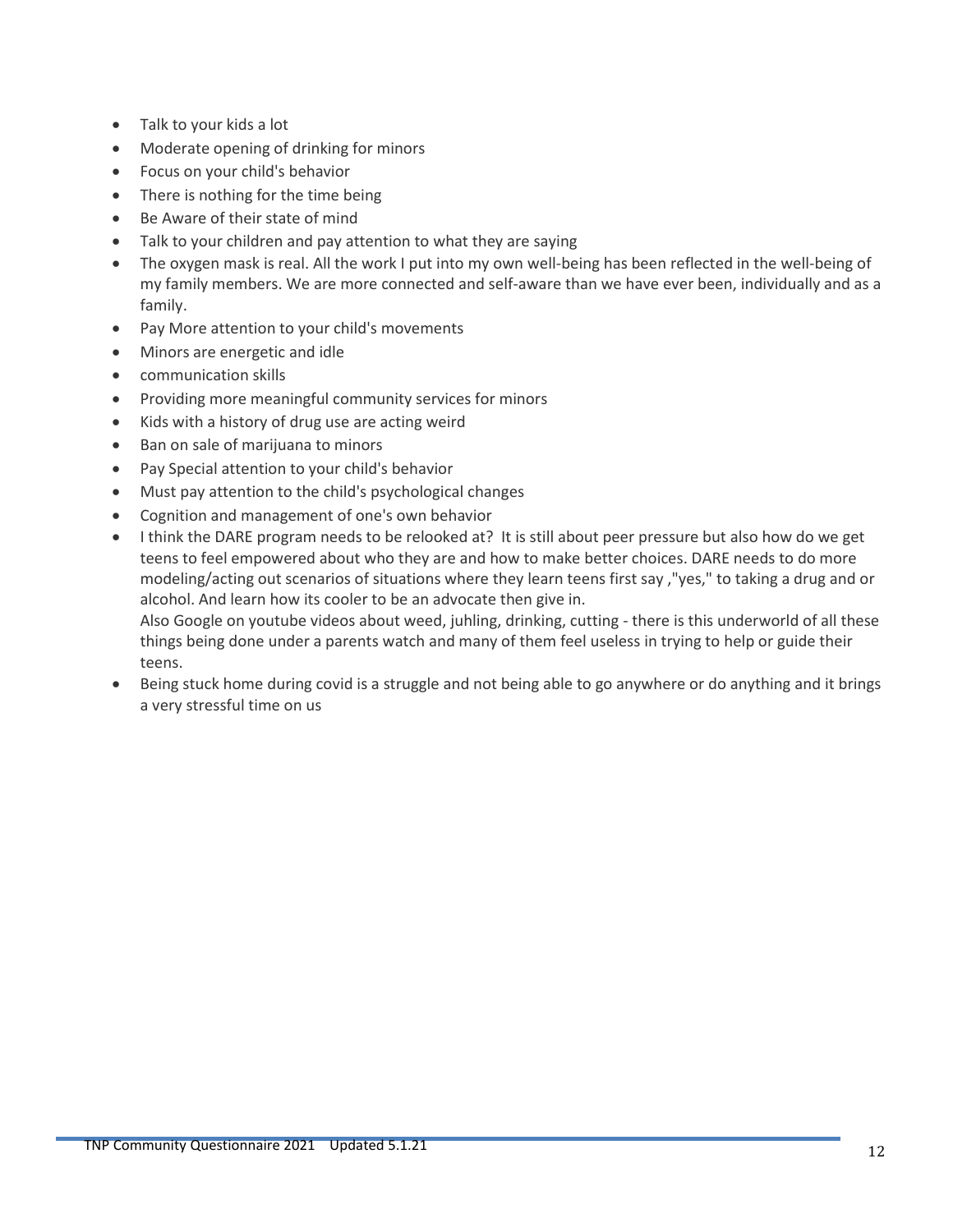- Talk to your kids a lot
- Moderate opening of drinking for minors
- Focus on your child's behavior
- There is nothing for the time being
- Be Aware of their state of mind
- Talk to your children and pay attention to what they are saying
- The oxygen mask is real. All the work I put into my own well-being has been reflected in the well-being of my family members. We are more connected and self-aware than we have ever been, individually and as a family.
- Pay More attention to your child's movements
- Minors are energetic and idle
- communication skills
- Providing more meaningful community services for minors
- Kids with a history of drug use are acting weird
- Ban on sale of marijuana to minors
- Pay Special attention to your child's behavior
- Must pay attention to the child's psychological changes
- Cognition and management of one's own behavior
- I think the DARE program needs to be relooked at? It is still about peer pressure but also how do we get teens to feel empowered about who they are and how to make better choices. DARE needs to do more modeling/acting out scenarios of situations where they learn teens first say ,"yes," to taking a drug and or alcohol. And learn how its cooler to be an advocate then give in.
  Also Google on youtube videos about weed, juhling, drinking, cutting - there is this underworld of all these things being done under a parents watch and many of them feel useless in trying to help or guide their teens.
- Being stuck home during covid is a struggle and not being able to go anywhere or do anything and it brings a very stressful time on us